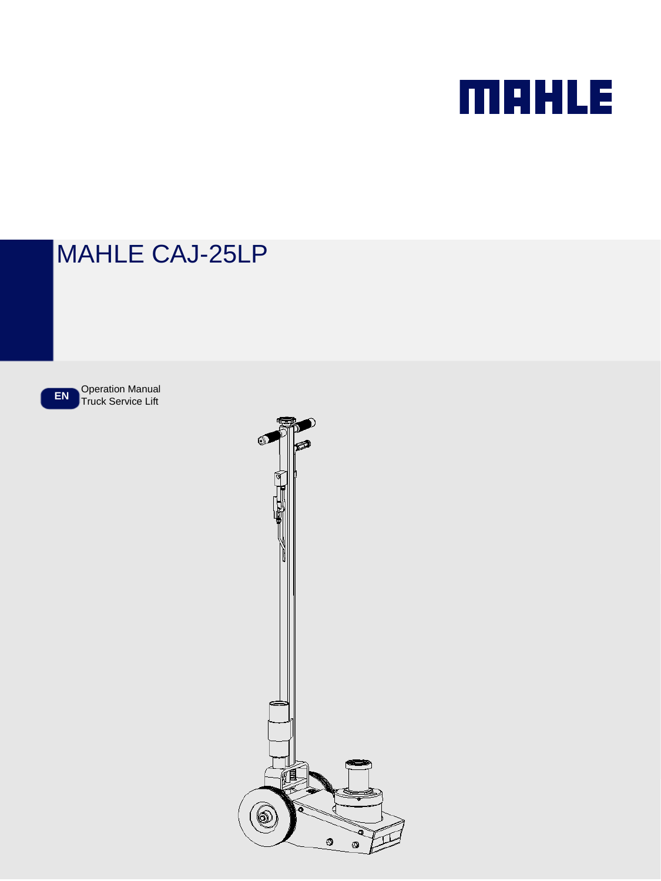MAHLE

# MAHLE CAJ-25LP

EN

Operation Manual
Truck Service Lift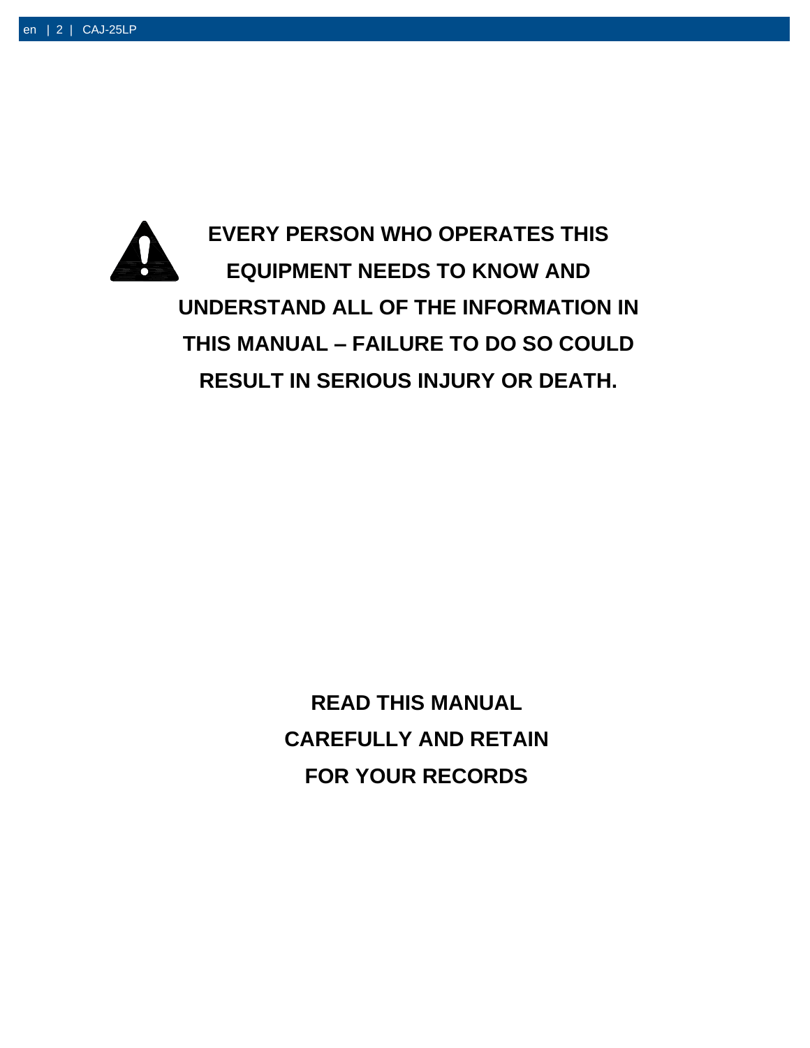**EVERY PERSON WHO OPERATES THIS EQUIPMENT NEEDS TO KNOW AND UNDERSTAND ALL OF THE INFORMATION IN THIS MANUAL – FAILURE TO DO SO COULD RESULT IN SERIOUS INJURY OR DEATH.**

**READ THIS MANUAL CAREFULLY AND RETAIN FOR YOUR RECORDS**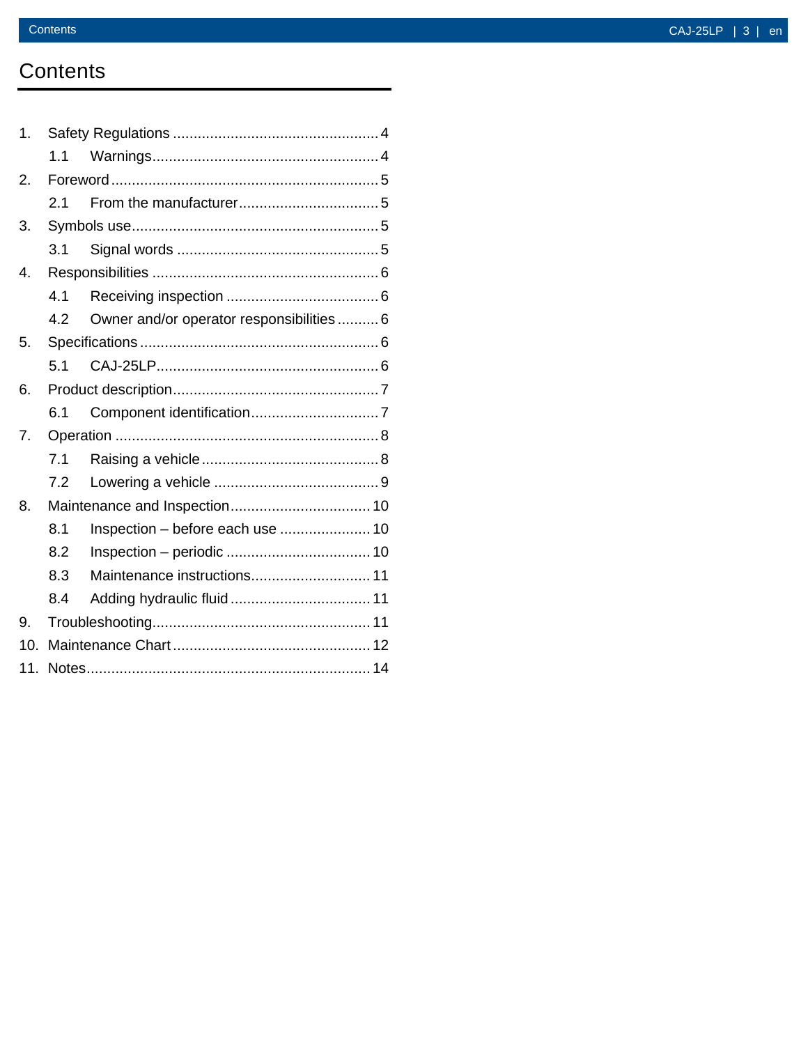# Contents

1. Safety Regulations ........................................ 4
   - 1.1 Warnings ........................................ 4
2. Foreword ........................................ 5
   - 2.1 From the manufacturer ........................................ 5
3. Symbols use ........................................ 5
   - 3.1 Signal words ........................................ 5
4. Responsibilities ........................................ 6
   - 4.1 Receiving inspection ........................................ 6
   - 4.2 Owner and/or operator responsibilities ........................................ 6
5. Specifications ........................................ 6
   - 5.1 CAJ-25LP ........................................ 6
6. Product description ........................................ 7
   - 6.1 Component identification ........................................ 7
7. Operation ........................................ 8
   - 7.1 Raising a vehicle ........................................ 8
   - 7.2 Lowering a vehicle ........................................ 9
8. Maintenance and Inspection ........................................ 10
   - 8.1 Inspection – before each use ........................................ 10
   - 8.2 Inspection – periodic ........................................ 10
   - 8.3 Maintenance instructions ........................................ 11
   - 8.4 Adding hydraulic fluid ........................................ 11
9. Troubleshooting ........................................ 11
10. Maintenance Chart ........................................ 12
11. Notes ........................................ 14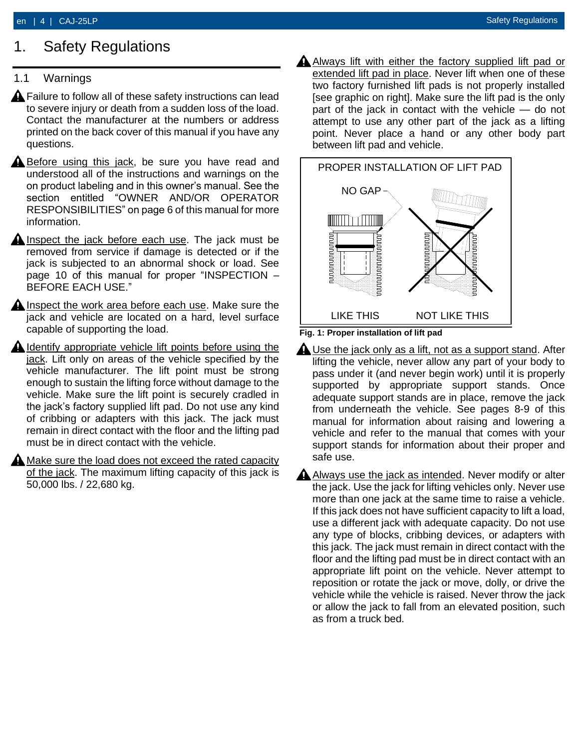# 1. Safety Regulations

## 1.1 Warnings

⚠ Failure to follow all of these safety instructions can lead to severe injury or death from a sudden loss of the load. Contact the manufacturer at the numbers or address printed on the back cover of this manual if you have any questions.

⚠ Before using this jack, be sure you have read and understood all of the instructions and warnings on the on product labeling and in this owner's manual. See the section entitled "OWNER AND/OR OPERATOR RESPONSIBILITIES" on page 6 of this manual for more information.

⚠ Inspect the jack before each use. The jack must be removed from service if damage is detected or if the jack is subjected to an abnormal shock or load. See page 10 of this manual for proper "INSPECTION – BEFORE EACH USE."

⚠ Inspect the work area before each use. Make sure the jack and vehicle are located on a hard, level surface capable of supporting the load.

⚠ Identify appropriate vehicle lift points before using the jack. Lift only on areas of the vehicle specified by the vehicle manufacturer. The lift point must be strong enough to sustain the lifting force without damage to the vehicle. Make sure the lift point is securely cradled in the jack's factory supplied lift pad. Do not use any kind of cribbing or adapters with this jack. The jack must remain in direct contact with the floor and the lifting pad must be in direct contact with the vehicle.

⚠ Make sure the load does not exceed the rated capacity of the jack. The maximum lifting capacity of this jack is 50,000 lbs. / 22,680 kg.

⚠ Always lift with either the factory supplied lift pad or extended lift pad in place. Never lift when one of these two factory furnished lift pads is not properly installed [see graphic on right]. Make sure the lift pad is the only part of the jack in contact with the vehicle — do not attempt to use any other part of the jack as a lifting point. Never place a hand or any other body part between lift pad and vehicle.

PROPER INSTALLATION OF LIFT PAD

NO GAP

LIKE THIS — NOT LIKE THIS

**Fig. 1: Proper installation of lift pad**

⚠ Use the jack only as a lift, not as a support stand. After lifting the vehicle, never allow any part of your body to pass under it (and never begin work) until it is properly supported by appropriate support stands. Once adequate support stands are in place, remove the jack from underneath the vehicle. See pages 8-9 of this manual for information about raising and lowering a vehicle and refer to the manual that comes with your support stands for information about their proper and safe use.

⚠ Always use the jack as intended. Never modify or alter the jack. Use the jack for lifting vehicles only. Never use more than one jack at the same time to raise a vehicle. If this jack does not have sufficient capacity to lift a load, use a different jack with adequate capacity. Do not use any type of blocks, cribbing devices, or adapters with this jack. The jack must remain in direct contact with the floor and the lifting pad must be in direct contact with an appropriate lift point on the vehicle. Never attempt to reposition or rotate the jack or move, dolly, or drive the vehicle while the vehicle is raised. Never throw the jack or allow the jack to fall from an elevated position, such as from a truck bed.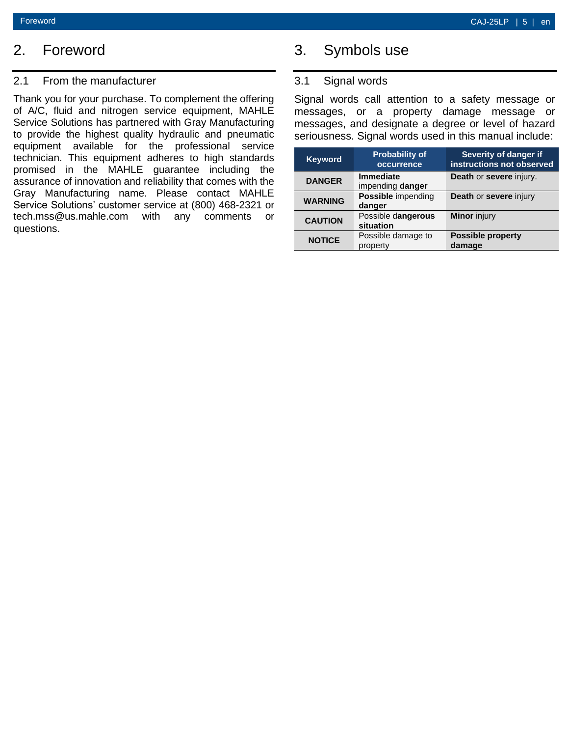# 2. Foreword

## 2.1 From the manufacturer

Thank you for your purchase. To complement the offering of A/C, fluid and nitrogen service equipment, MAHLE Service Solutions has partnered with Gray Manufacturing to provide the highest quality hydraulic and pneumatic equipment available for the professional service technician. This equipment adheres to high standards promised in the MAHLE guarantee including the assurance of innovation and reliability that comes with the Gray Manufacturing name. Please contact MAHLE Service Solutions' customer service at (800) 468-2321 or tech.mss@us.mahle.com with any comments or questions.

# 3. Symbols use

## 3.1 Signal words

Signal words call attention to a safety message or messages, or a property damage message or messages, and designate a degree or level of hazard seriousness. Signal words used in this manual include:

| Keyword | Probability of occurrence | Severity of danger if instructions not observed |
|---|---|---|
| **DANGER** | **Immediate** impending **danger** | **Death** or **severe** injury. |
| **WARNING** | **Possible** impending **danger** | **Death** or **severe** injury |
| **CAUTION** | Possible d**angerous situation** | **Minor** injury |
| **NOTICE** | Possible damage to property | **Possible property damage** |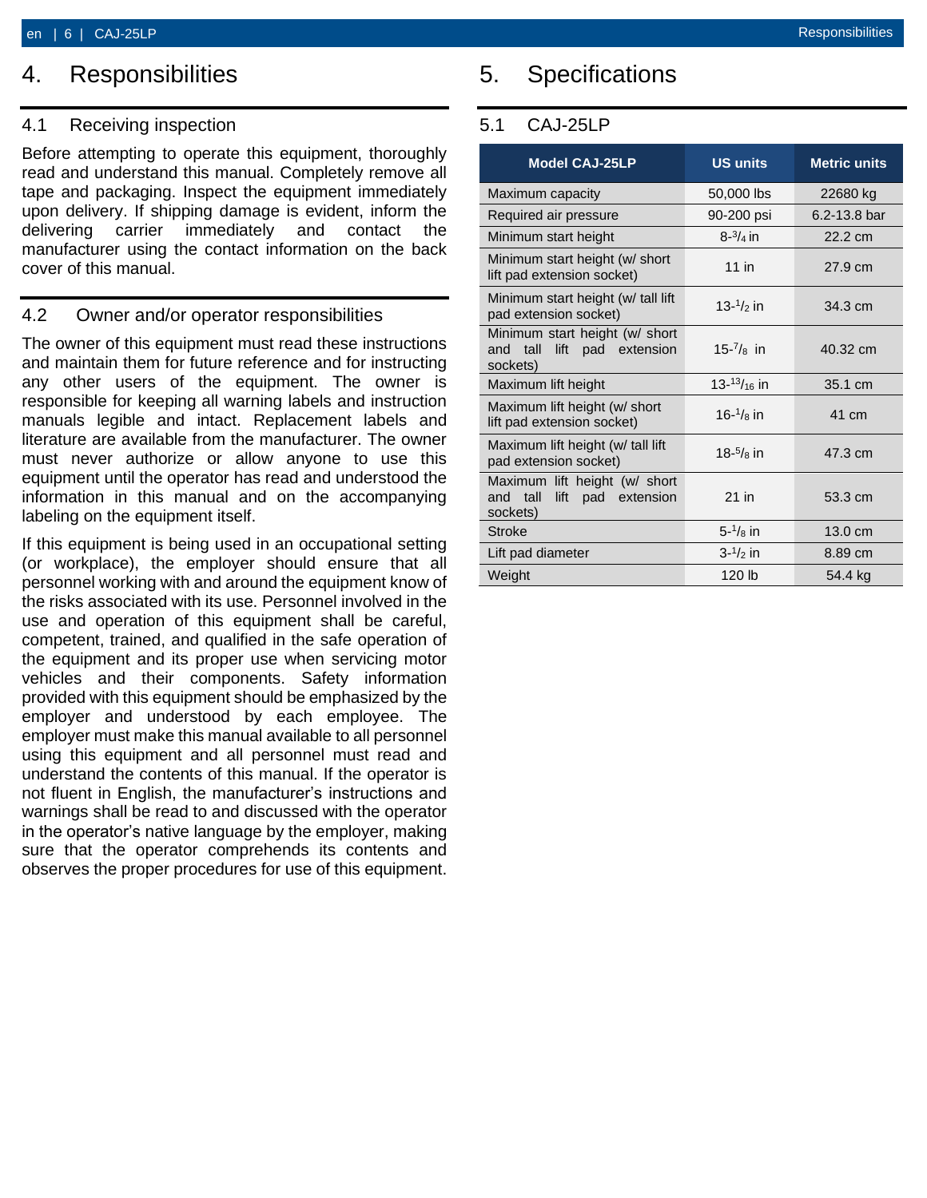# 4. Responsibilities

## 4.1 Receiving inspection

Before attempting to operate this equipment, thoroughly read and understand this manual. Completely remove all tape and packaging. Inspect the equipment immediately upon delivery. If shipping damage is evident, inform the delivering carrier immediately and contact the manufacturer using the contact information on the back cover of this manual.

## 4.2 Owner and/or operator responsibilities

The owner of this equipment must read these instructions and maintain them for future reference and for instructing any other users of the equipment. The owner is responsible for keeping all warning labels and instruction manuals legible and intact. Replacement labels and literature are available from the manufacturer. The owner must never authorize or allow anyone to use this equipment until the operator has read and understood the information in this manual and on the accompanying labeling on the equipment itself.

If this equipment is being used in an occupational setting (or workplace), the employer should ensure that all personnel working with and around the equipment know of the risks associated with its use. Personnel involved in the use and operation of this equipment shall be careful, competent, trained, and qualified in the safe operation of the equipment and its proper use when servicing motor vehicles and their components. Safety information provided with this equipment should be emphasized by the employer and understood by each employee. The employer must make this manual available to all personnel using this equipment and all personnel must read and understand the contents of this manual. If the operator is not fluent in English, the manufacturer's instructions and warnings shall be read to and discussed with the operator in the operator's native language by the employer, making sure that the operator comprehends its contents and observes the proper procedures for use of this equipment.

# 5. Specifications

## 5.1 CAJ-25LP

| Model CAJ-25LP | US units | Metric units |
|---|---|---|
| Maximum capacity | 50,000 lbs | 22680 kg |
| Required air pressure | 90-200 psi | 6.2-13.8 bar |
| Minimum start height | 8-3/4 in | 22.2 cm |
| Minimum start height (w/ short lift pad extension socket) | 11 in | 27.9 cm |
| Minimum start height (w/ tall lift pad extension socket) | 13-1/2 in | 34.3 cm |
| Minimum start height (w/ short and tall lift pad extension sockets) | 15-7/8 in | 40.32 cm |
| Maximum lift height | 13-13/16 in | 35.1 cm |
| Maximum lift height (w/ short lift pad extension socket) | 16-1/8 in | 41 cm |
| Maximum lift height (w/ tall lift pad extension socket) | 18-5/8 in | 47.3 cm |
| Maximum lift height (w/ short and tall lift pad extension sockets) | 21 in | 53.3 cm |
| Stroke | 5-1/8 in | 13.0 cm |
| Lift pad diameter | 3-1/2 in | 8.89 cm |
| Weight | 120 lb | 54.4 kg |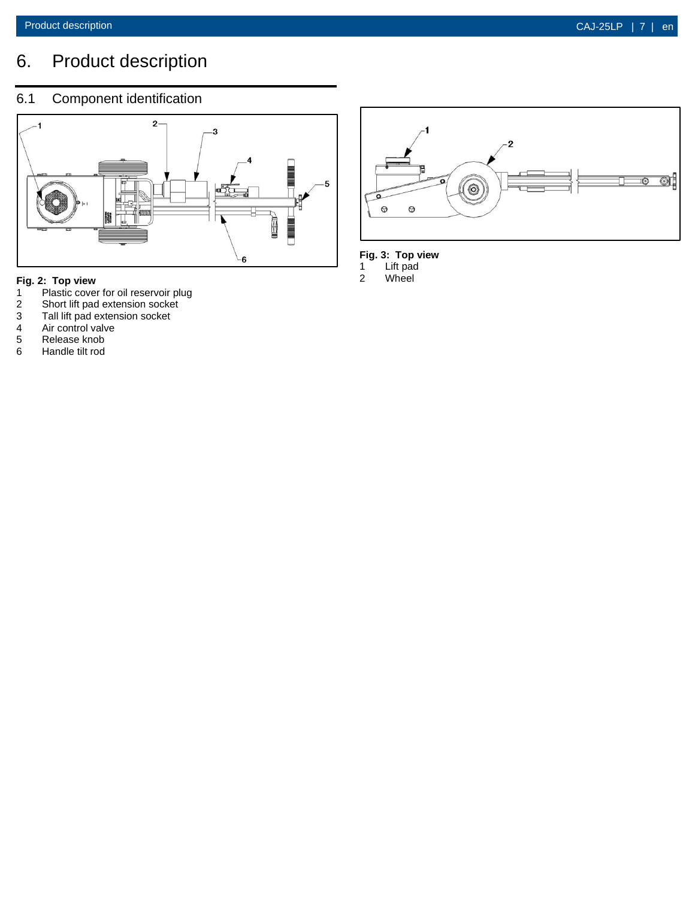# 6. Product description

## 6.1 Component identification

**Fig. 2: Top view**

1 Plastic cover for oil reservoir plug
2 Short lift pad extension socket
3 Tall lift pad extension socket
4 Air control valve
5 Release knob
6 Handle tilt rod

**Fig. 3: Top view**

1 Lift pad
2 Wheel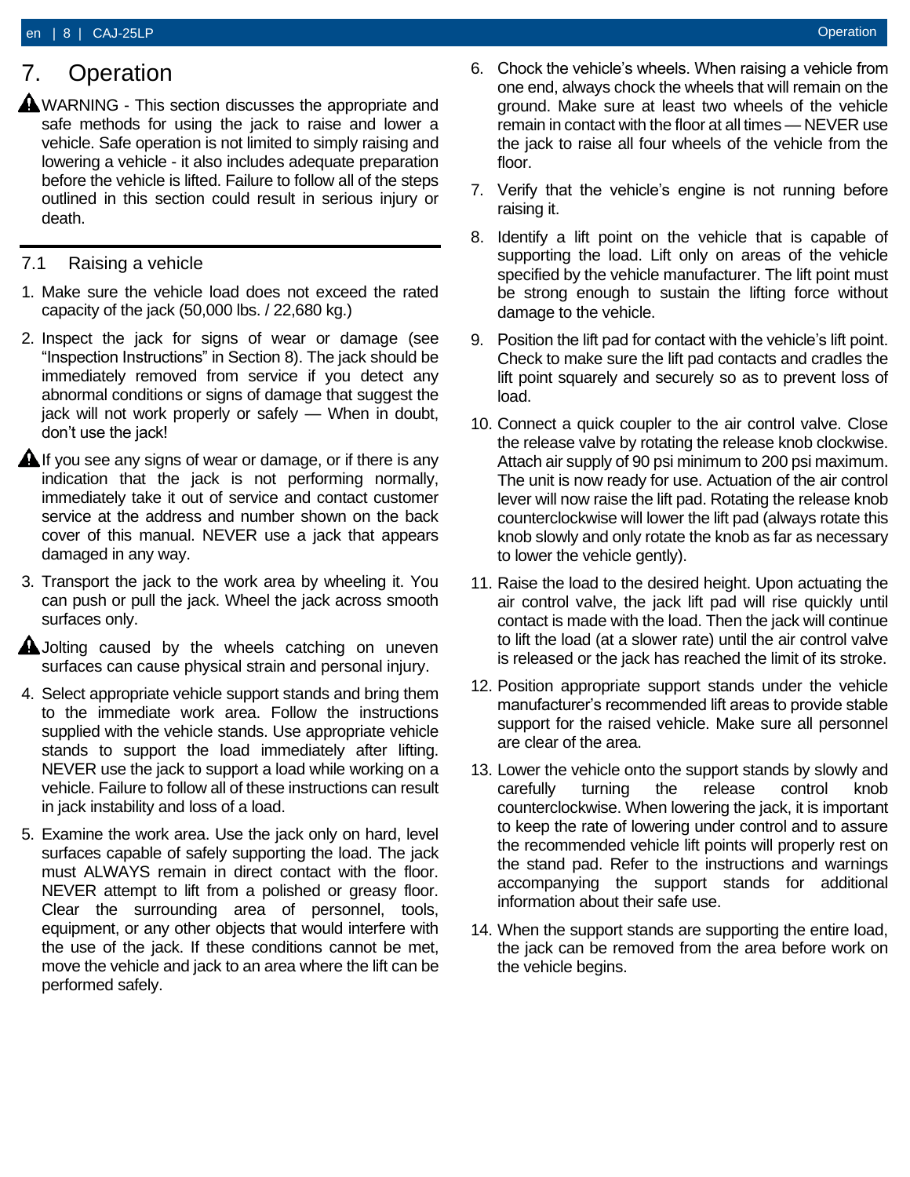# 7. Operation

⚠ WARNING - This section discusses the appropriate and safe methods for using the jack to raise and lower a vehicle. Safe operation is not limited to simply raising and lowering a vehicle - it also includes adequate preparation before the vehicle is lifted. Failure to follow all of the steps outlined in this section could result in serious injury or death.

## 7.1 Raising a vehicle

1. Make sure the vehicle load does not exceed the rated capacity of the jack (50,000 lbs. / 22,680 kg.)
2. Inspect the jack for signs of wear or damage (see "Inspection Instructions" in Section 8). The jack should be immediately removed from service if you detect any abnormal conditions or signs of damage that suggest the jack will not work properly or safely — When in doubt, don't use the jack!

⚠ If you see any signs of wear or damage, or if there is any indication that the jack is not performing normally, immediately take it out of service and contact customer service at the address and number shown on the back cover of this manual. NEVER use a jack that appears damaged in any way.

3. Transport the jack to the work area by wheeling it. You can push or pull the jack. Wheel the jack across smooth surfaces only.

⚠ Jolting caused by the wheels catching on uneven surfaces can cause physical strain and personal injury.

4. Select appropriate vehicle support stands and bring them to the immediate work area. Follow the instructions supplied with the vehicle stands. Use appropriate vehicle stands to support the load immediately after lifting. NEVER use the jack to support a load while working on a vehicle. Failure to follow all of these instructions can result in jack instability and loss of a load.
5. Examine the work area. Use the jack only on hard, level surfaces capable of safely supporting the load. The jack must ALWAYS remain in direct contact with the floor. NEVER attempt to lift from a polished or greasy floor. Clear the surrounding area of personnel, tools, equipment, or any other objects that would interfere with the use of the jack. If these conditions cannot be met, move the vehicle and jack to an area where the lift can be performed safely.
6. Chock the vehicle's wheels. When raising a vehicle from one end, always chock the wheels that will remain on the ground. Make sure at least two wheels of the vehicle remain in contact with the floor at all times — NEVER use the jack to raise all four wheels of the vehicle from the floor.
7. Verify that the vehicle's engine is not running before raising it.
8. Identify a lift point on the vehicle that is capable of supporting the load. Lift only on areas of the vehicle specified by the vehicle manufacturer. The lift point must be strong enough to sustain the lifting force without damage to the vehicle.
9. Position the lift pad for contact with the vehicle's lift point. Check to make sure the lift pad contacts and cradles the lift point squarely and securely so as to prevent loss of load.
10. Connect a quick coupler to the air control valve. Close the release valve by rotating the release knob clockwise. Attach air supply of 90 psi minimum to 200 psi maximum. The unit is now ready for use. Actuation of the air control lever will now raise the lift pad. Rotating the release knob counterclockwise will lower the lift pad (always rotate this knob slowly and only rotate the knob as far as necessary to lower the vehicle gently).
11. Raise the load to the desired height. Upon actuating the air control valve, the jack lift pad will rise quickly until contact is made with the load. Then the jack will continue to lift the load (at a slower rate) until the air control valve is released or the jack has reached the limit of its stroke.
12. Position appropriate support stands under the vehicle manufacturer's recommended lift areas to provide stable support for the raised vehicle. Make sure all personnel are clear of the area.
13. Lower the vehicle onto the support stands by slowly and carefully turning the release control knob counterclockwise. When lowering the jack, it is important to keep the rate of lowering under control and to assure the recommended vehicle lift points will properly rest on the stand pad. Refer to the instructions and warnings accompanying the support stands for additional information about their safe use.
14. When the support stands are supporting the entire load, the jack can be removed from the area before work on the vehicle begins.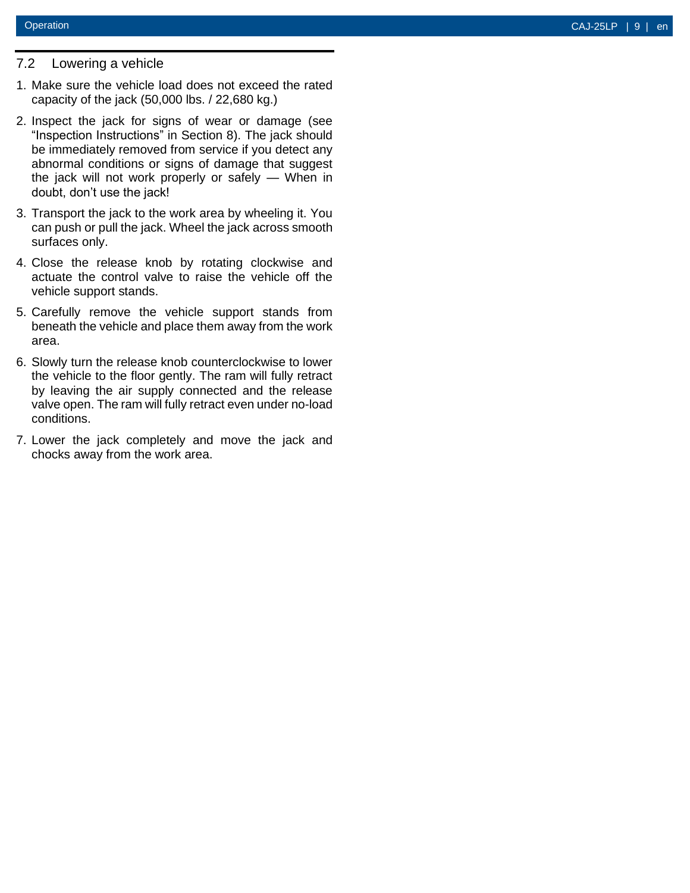## 7.2 Lowering a vehicle

1. Make sure the vehicle load does not exceed the rated capacity of the jack (50,000 lbs. / 22,680 kg.)
2. Inspect the jack for signs of wear or damage (see "Inspection Instructions" in Section 8). The jack should be immediately removed from service if you detect any abnormal conditions or signs of damage that suggest the jack will not work properly or safely — When in doubt, don't use the jack!
3. Transport the jack to the work area by wheeling it. You can push or pull the jack. Wheel the jack across smooth surfaces only.
4. Close the release knob by rotating clockwise and actuate the control valve to raise the vehicle off the vehicle support stands.
5. Carefully remove the vehicle support stands from beneath the vehicle and place them away from the work area.
6. Slowly turn the release knob counterclockwise to lower the vehicle to the floor gently. The ram will fully retract by leaving the air supply connected and the release valve open. The ram will fully retract even under no-load conditions.
7. Lower the jack completely and move the jack and chocks away from the work area.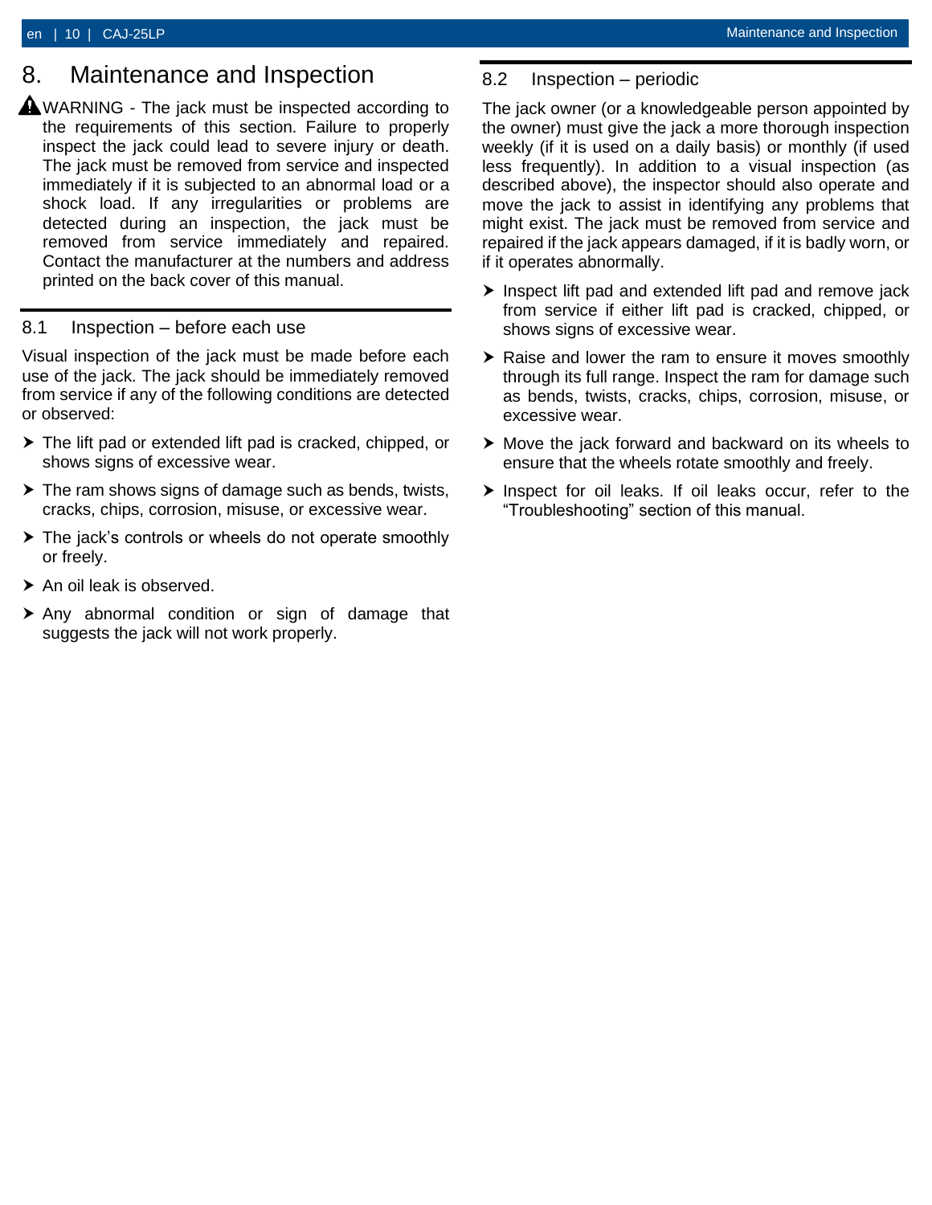# 8. Maintenance and Inspection

⚠ WARNING - The jack must be inspected according to the requirements of this section. Failure to properly inspect the jack could lead to severe injury or death. The jack must be removed from service and inspected immediately if it is subjected to an abnormal load or a shock load. If any irregularities or problems are detected during an inspection, the jack must be removed from service immediately and repaired. Contact the manufacturer at the numbers and address printed on the back cover of this manual.

## 8.1 Inspection – before each use

Visual inspection of the jack must be made before each use of the jack. The jack should be immediately removed from service if any of the following conditions are detected or observed:

- The lift pad or extended lift pad is cracked, chipped, or shows signs of excessive wear.
- The ram shows signs of damage such as bends, twists, cracks, chips, corrosion, misuse, or excessive wear.
- The jack's controls or wheels do not operate smoothly or freely.
- An oil leak is observed.
- Any abnormal condition or sign of damage that suggests the jack will not work properly.

## 8.2 Inspection – periodic

The jack owner (or a knowledgeable person appointed by the owner) must give the jack a more thorough inspection weekly (if it is used on a daily basis) or monthly (if used less frequently). In addition to a visual inspection (as described above), the inspector should also operate and move the jack to assist in identifying any problems that might exist. The jack must be removed from service and repaired if the jack appears damaged, if it is badly worn, or if it operates abnormally.

- Inspect lift pad and extended lift pad and remove jack from service if either lift pad is cracked, chipped, or shows signs of excessive wear.
- Raise and lower the ram to ensure it moves smoothly through its full range. Inspect the ram for damage such as bends, twists, cracks, chips, corrosion, misuse, or excessive wear.
- Move the jack forward and backward on its wheels to ensure that the wheels rotate smoothly and freely.
- Inspect for oil leaks. If oil leaks occur, refer to the "Troubleshooting" section of this manual.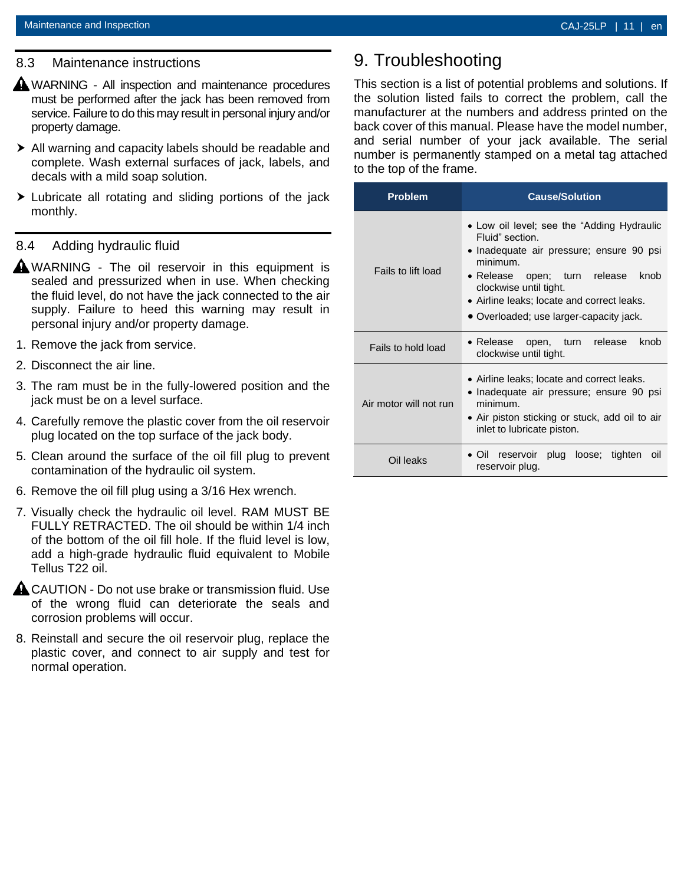## 8.3 Maintenance instructions

⚠ WARNING - All inspection and maintenance procedures must be performed after the jack has been removed from service. Failure to do this may result in personal injury and/or property damage.

- All warning and capacity labels should be readable and complete. Wash external surfaces of jack, labels, and decals with a mild soap solution.
- Lubricate all rotating and sliding portions of the jack monthly.

## 8.4 Adding hydraulic fluid

⚠ WARNING - The oil reservoir in this equipment is sealed and pressurized when in use. When checking the fluid level, do not have the jack connected to the air supply. Failure to heed this warning may result in personal injury and/or property damage.

1. Remove the jack from service.
2. Disconnect the air line.
3. The ram must be in the fully-lowered position and the jack must be on a level surface.
4. Carefully remove the plastic cover from the oil reservoir plug located on the top surface of the jack body.
5. Clean around the surface of the oil fill plug to prevent contamination of the hydraulic oil system.
6. Remove the oil fill plug using a 3/16 Hex wrench.
7. Visually check the hydraulic oil level. RAM MUST BE FULLY RETRACTED. The oil should be within 1/4 inch of the bottom of the oil fill hole. If the fluid level is low, add a high-grade hydraulic fluid equivalent to Mobile Tellus T22 oil.

⚠ CAUTION - Do not use brake or transmission fluid. Use of the wrong fluid can deteriorate the seals and corrosion problems will occur.

8. Reinstall and secure the oil reservoir plug, replace the plastic cover, and connect to air supply and test for normal operation.

# 9. Troubleshooting

This section is a list of potential problems and solutions. If the solution listed fails to correct the problem, call the manufacturer at the numbers and address printed on the back cover of this manual. Please have the model number, and serial number of your jack available. The serial number is permanently stamped on a metal tag attached to the top of the frame.

| Problem | Cause/Solution |
|---|---|
| Fails to lift load | • Low oil level; see the "Adding Hydraulic Fluid" section.<br>• Inadequate air pressure; ensure 90 psi minimum.<br>• Release open; turn release knob clockwise until tight.<br>• Airline leaks; locate and correct leaks.<br>• Overloaded; use larger-capacity jack. |
| Fails to hold load | • Release open, turn release knob clockwise until tight. |
| Air motor will not run | • Airline leaks; locate and correct leaks.<br>• Inadequate air pressure; ensure 90 psi minimum.<br>• Air piston sticking or stuck, add oil to air inlet to lubricate piston. |
| Oil leaks | • Oil reservoir plug loose; tighten oil reservoir plug. |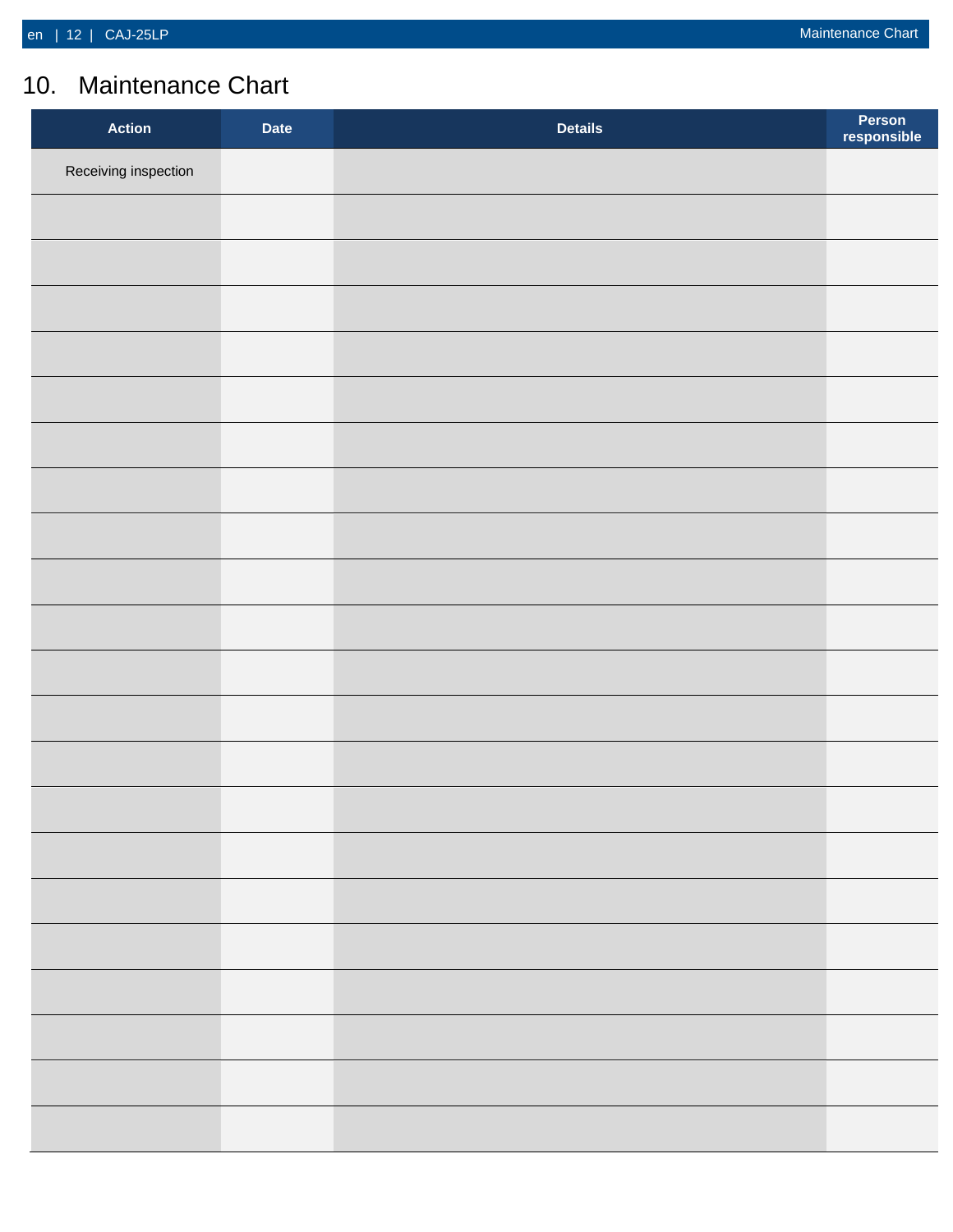## 10. Maintenance Chart

| Action | Date | Details | Person responsible |
|---|---|---|---|
| Receiving inspection | | | |
| | | | |
| | | | |
| | | | |
| | | | |
| | | | |
| | | | |
| | | | |
| | | | |
| | | | |
| | | | |
| | | | |
| | | | |
| | | | |
| | | | |
| | | | |
| | | | |
| | | | |
| | | | |
| | | | |
| | | | |
| | | | |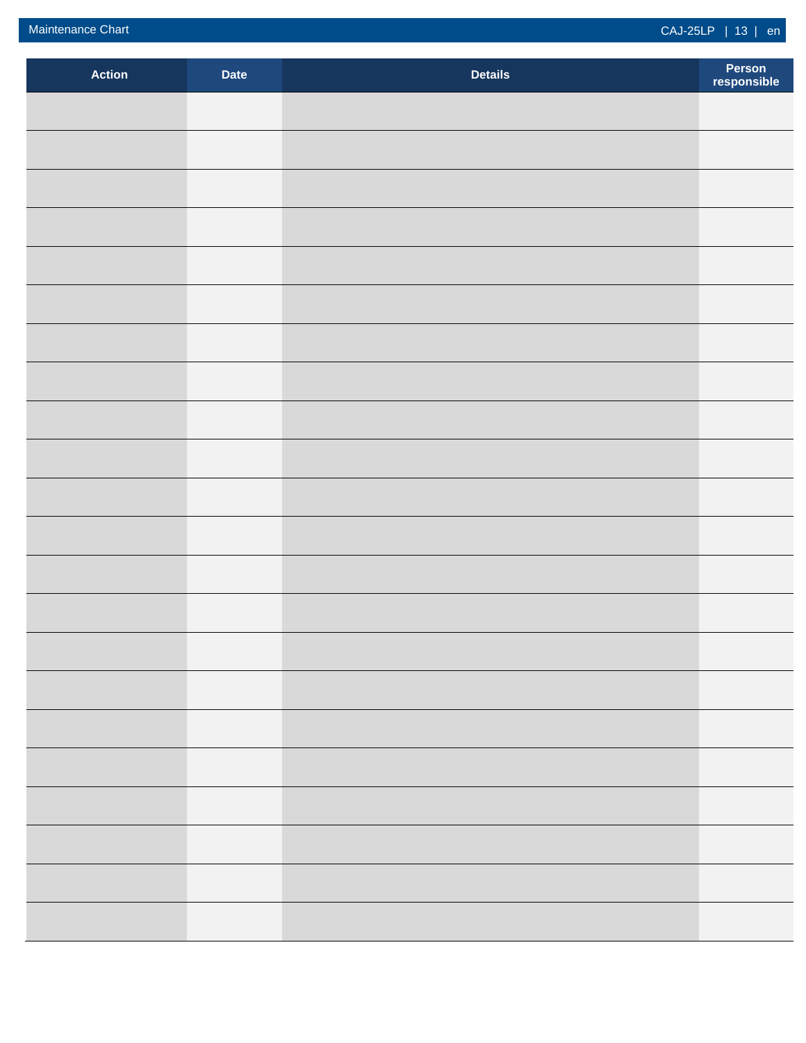| Action | Date | Details | Person responsible |
| --- | --- | --- | --- |
| | | | |
| | | | |
| | | | |
| | | | |
| | | | |
| | | | |
| | | | |
| | | | |
| | | | |
| | | | |
| | | | |
| | | | |
| | | | |
| | | | |
| | | | |
| | | | |
| | | | |
| | | | |
| | | | |
| | | | |
| | | | |
| | | | |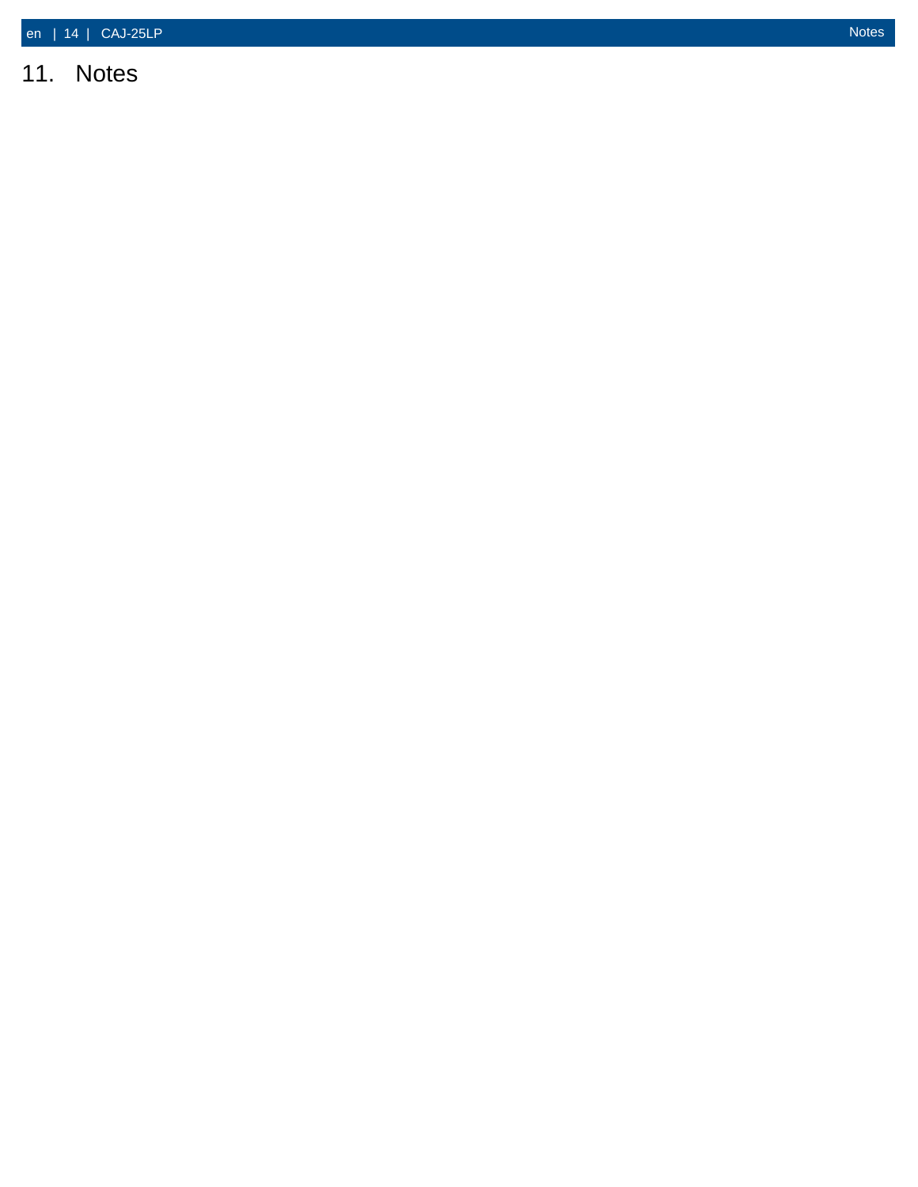# 11. Notes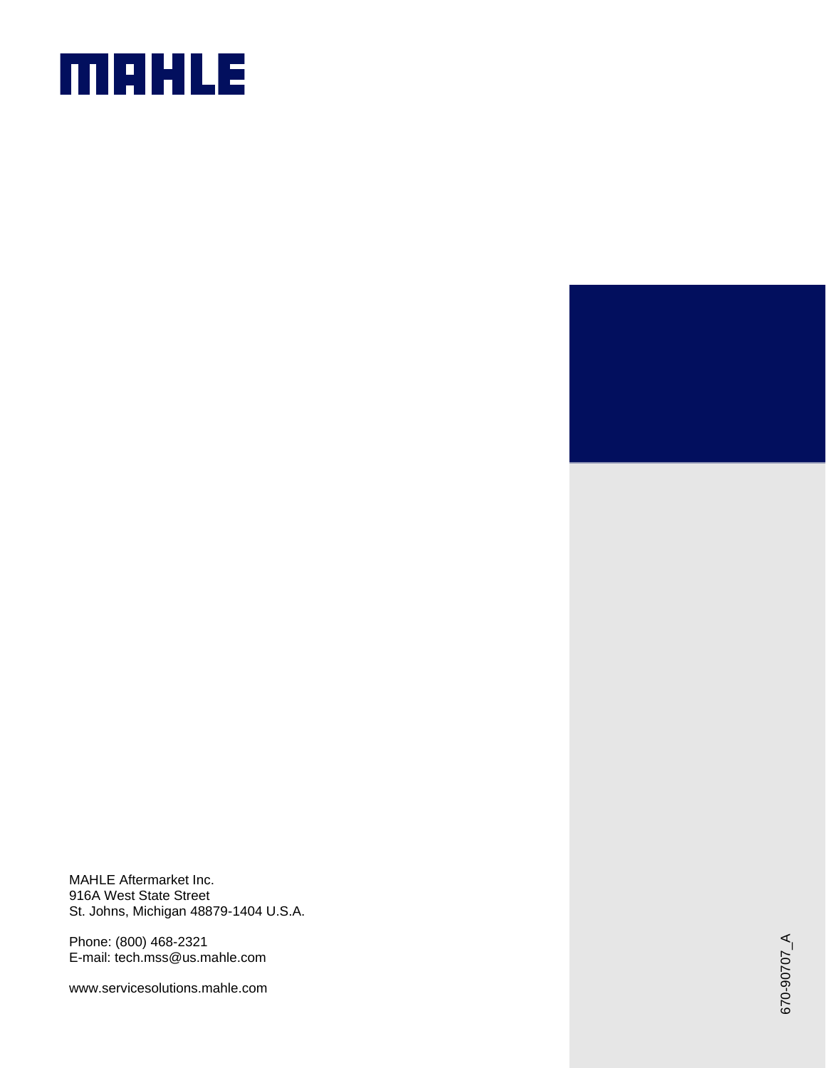MAHLE

MAHLE Aftermarket Inc.
916A West State Street
St. Johns, Michigan 48879-1404 U.S.A.

Phone: (800) 468-2321
E-mail: tech.mss@us.mahle.com

www.servicesolutions.mahle.com

670-90707_A